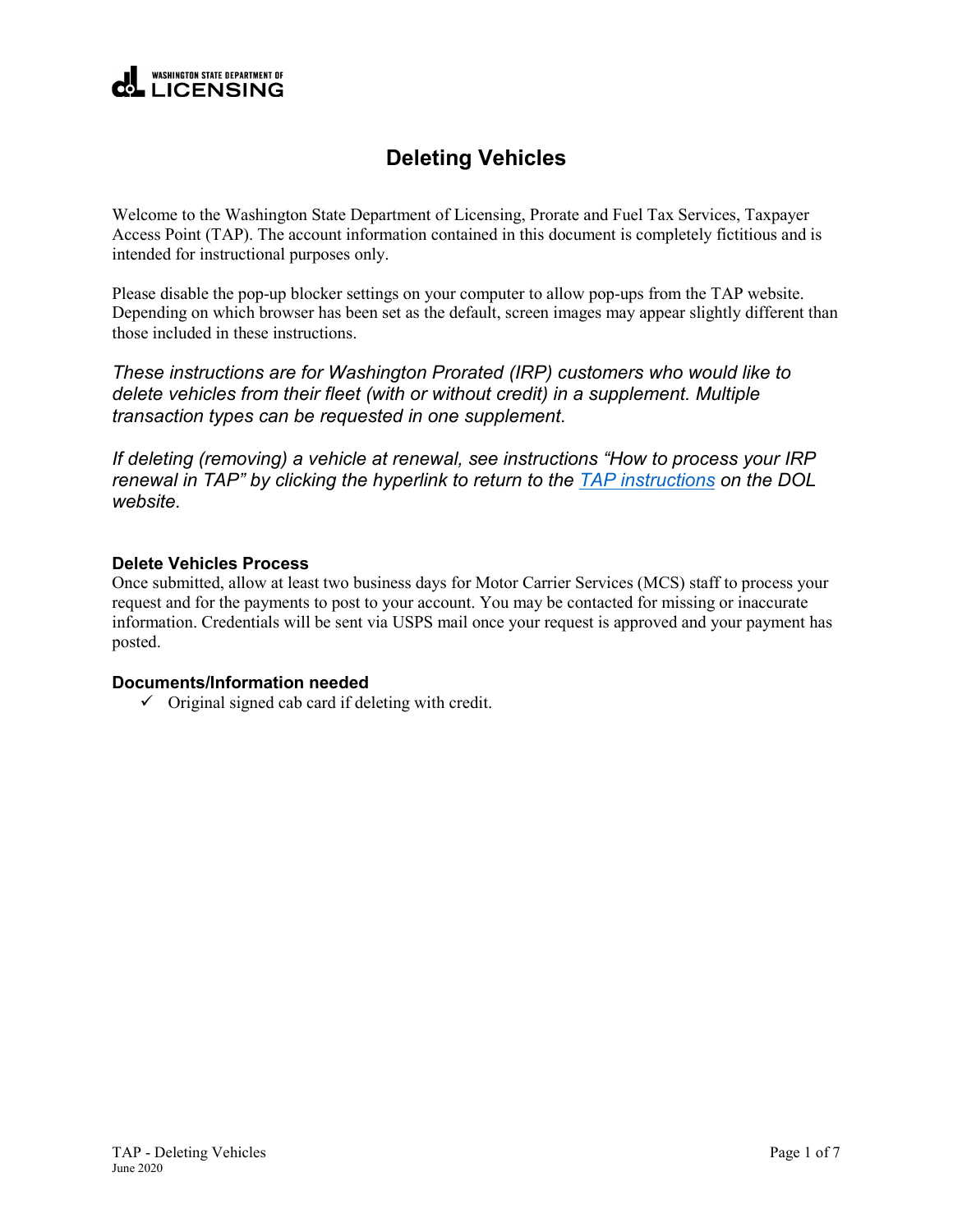WASHINGTON STATE DEPARTMENT OF LICENSING

# Deleting Vehicles

Welcome to the Washington State Department of Licensing, Prorate and Fuel Tax Services, Taxpayer Access Point (TAP). The account information contained in this document is completely fictitious and is intended for instructional purposes only.

Please disable the pop-up blocker settings on your computer to allow pop-ups from the TAP website. Depending on which browser has been set as the default, screen images may appear slightly different than those included in these instructions.

*These instructions are for Washington Prorated (IRP) customers who would like to delete vehicles from their fleet (with or without credit) in a supplement. Multiple transaction types can be requested in one supplement.*

*If deleting (removing) a vehicle at renewal, see instructions "How to process your IRP renewal in TAP" by clicking the hyperlink to return to the TAP instructions on the DOL website.*

### Delete Vehicles Process

Once submitted, allow at least two business days for Motor Carrier Services (MCS) staff to process your request and for the payments to post to your account. You may be contacted for missing or inaccurate information. Credentials will be sent via USPS mail once your request is approved and your payment has posted.

### Documents/Information needed

- ✓ Original signed cab card if deleting with credit.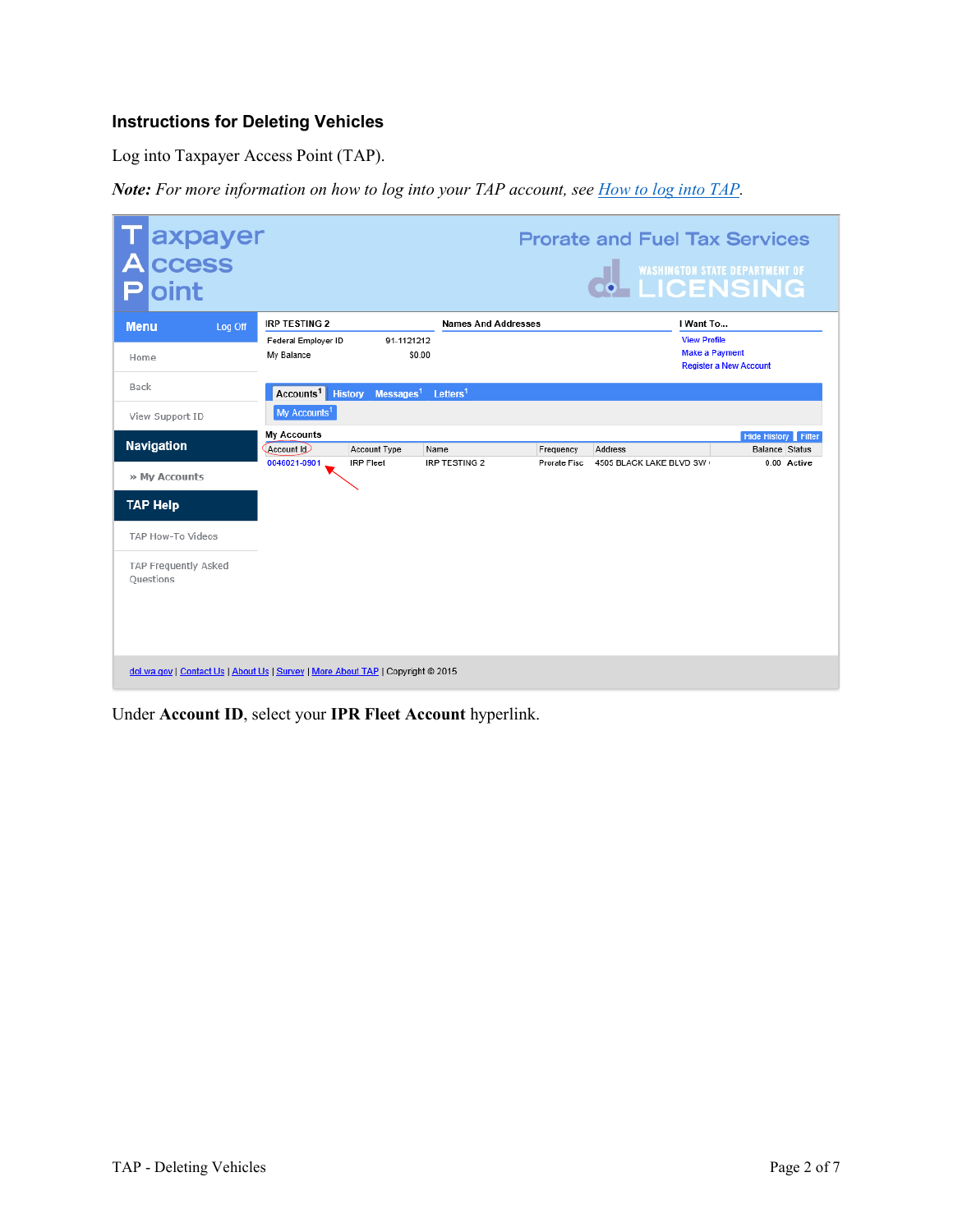### Instructions for Deleting Vehicles

Log into Taxpayer Access Point (TAP).

***Note:*** *For more information on how to log into your TAP account, see [How to log into TAP](#).*

Under **Account ID**, select your **IPR Fleet Account** hyperlink.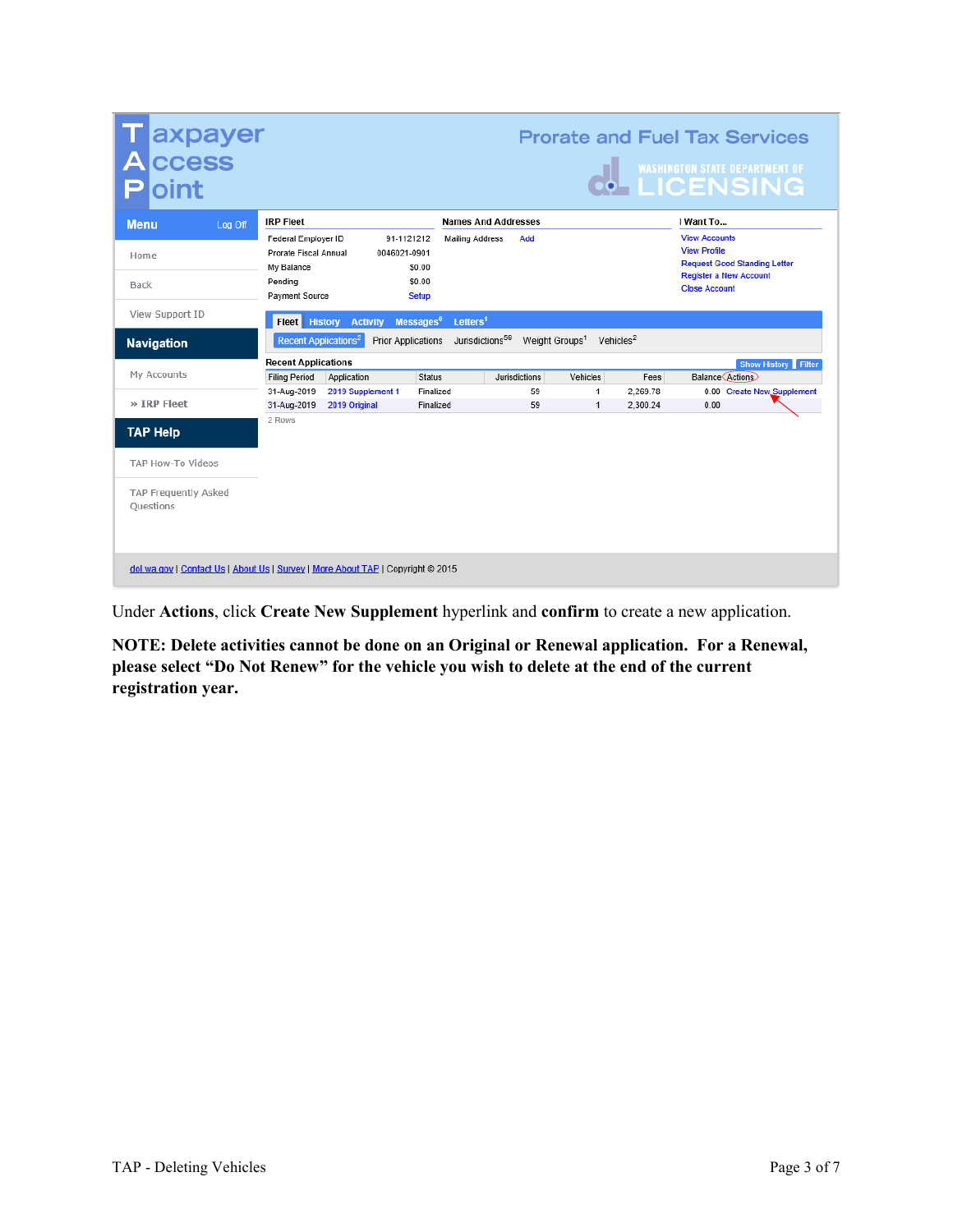Under **Actions**, click **Create New Supplement** hyperlink and **confirm** to create a new application.

**NOTE: Delete activities cannot be done on an Original or Renewal application. For a Renewal, please select “Do Not Renew” for the vehicle you wish to delete at the end of the current registration year.**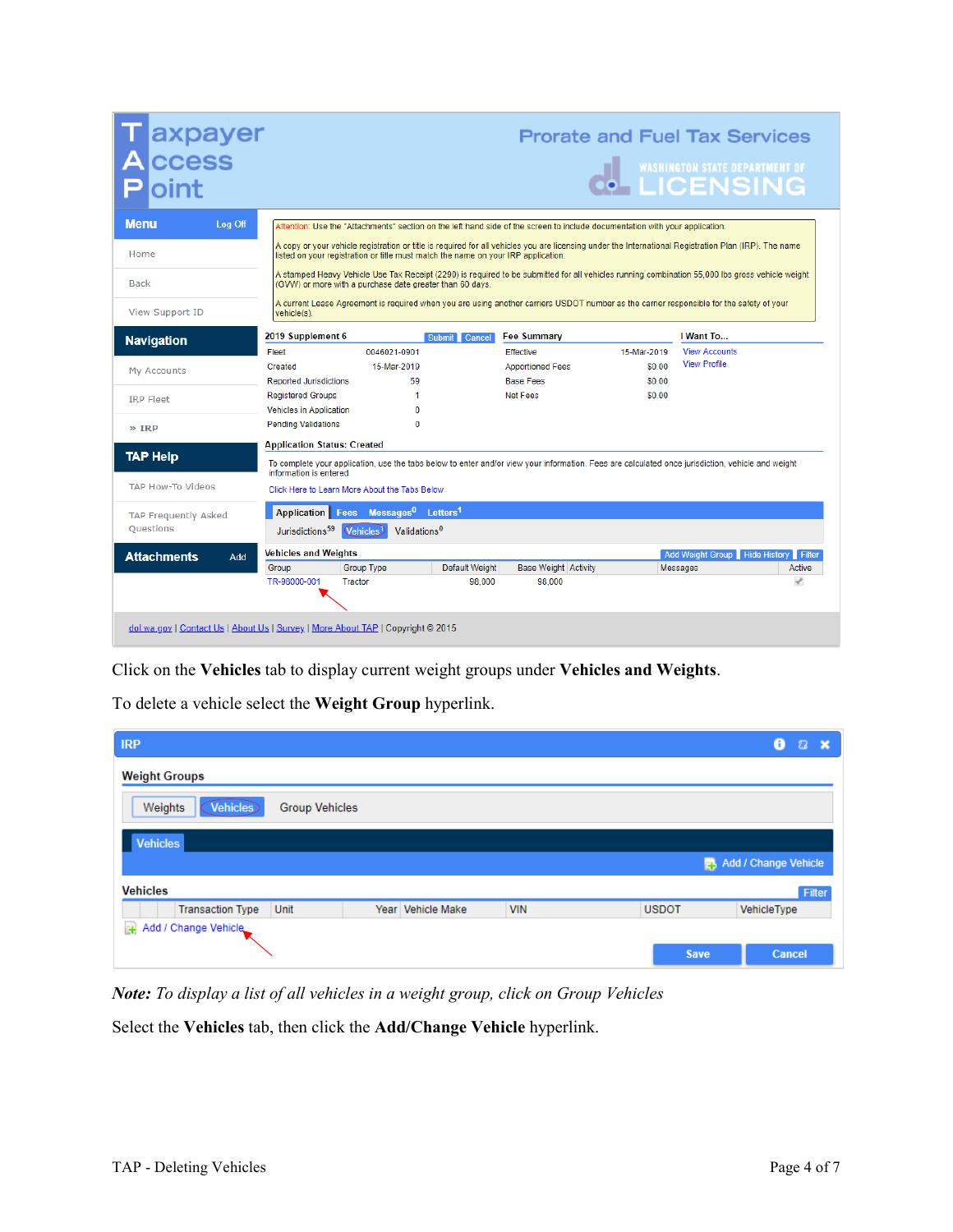Click on the **Vehicles** tab to display current weight groups under **Vehicles and Weights**.

To delete a vehicle select the **Weight Group** hyperlink.

***Note:*** *To display a list of all vehicles in a weight group, click on Group Vehicles*

Select the **Vehicles** tab, then click the **Add/Change Vehicle** hyperlink.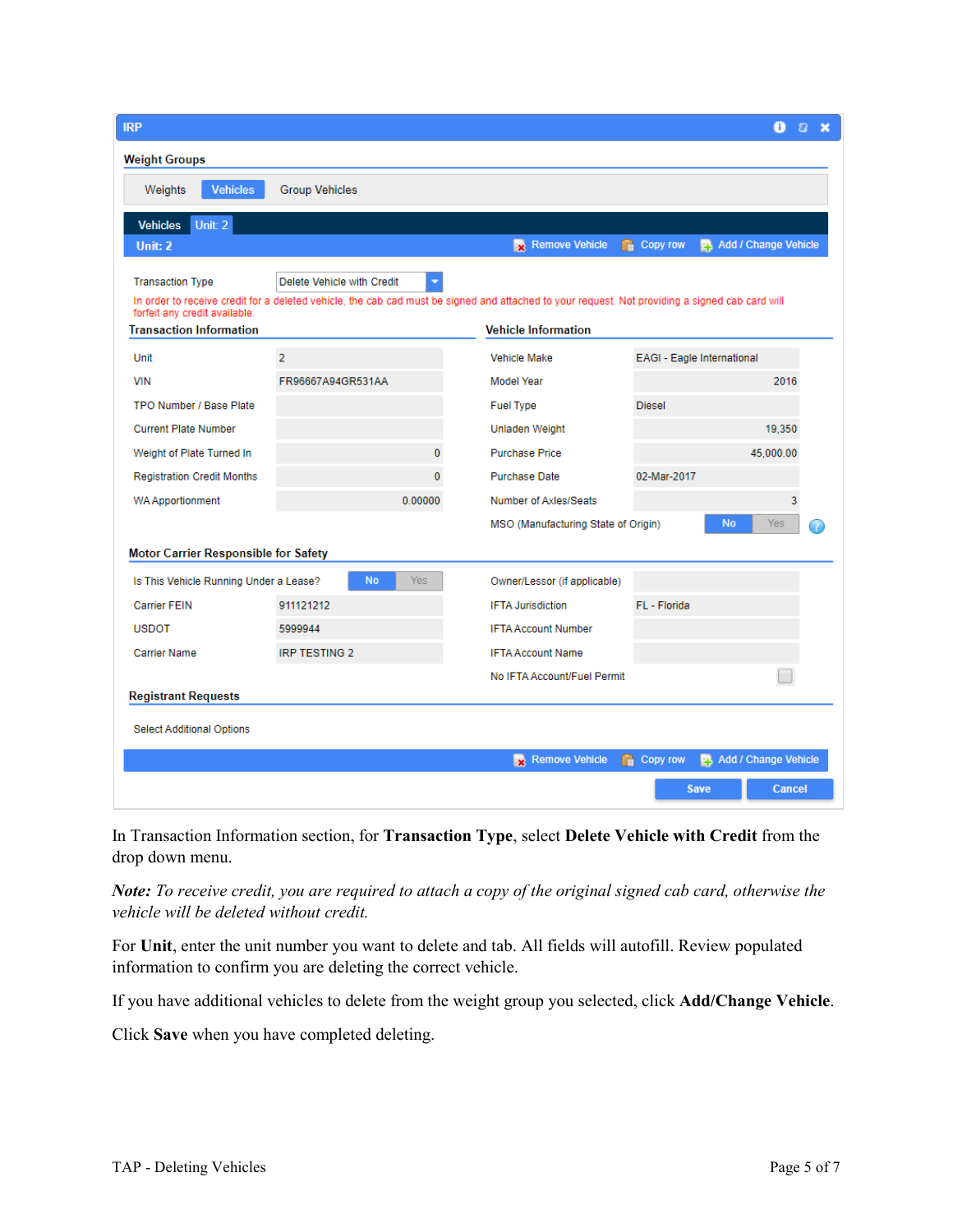IRP

Weight Groups

Weights | Vehicles | Group Vehicles

Vehicles | Unit: 2

Unit: 2 — Remove Vehicle | Copy row | Add / Change Vehicle

Transaction Type: Delete Vehicle with Credit

In order to receive credit for a deleted vehicle, the cab cad must be signed and attached to your request. Not providing a signed cab card will forfeit any credit available.

**Transaction Information**

| Field | Value |
|---|---|
| Unit | 2 |
| VIN | FR96667A94GR531AA |
| TPO Number / Base Plate | |
| Current Plate Number | |
| Weight of Plate Turned In | 0 |
| Registration Credit Months | 0 |
| WA Apportionment | 0.00000 |

**Vehicle Information**

| Field | Value |
|---|---|
| Vehicle Make | EAGI - Eagle International |
| Model Year | 2016 |
| Fuel Type | Diesel |
| Unladen Weight | 19,350 |
| Purchase Price | 45,000.00 |
| Purchase Date | 02-Mar-2017 |
| Number of Axles/Seats | 3 |
| MSO (Manufacturing State of Origin) | No / Yes |

**Motor Carrier Responsible for Safety**

| Field | Value |
|---|---|
| Is This Vehicle Running Under a Lease? | No / Yes |
| Carrier FEIN | 911121212 |
| USDOT | 5999944 |
| Carrier Name | IRP TESTING 2 |
| Owner/Lessor (if applicable) | |
| IFTA Jurisdiction | FL - Florida |
| IFTA Account Number | |
| IFTA Account Name | |
| No IFTA Account/Fuel Permit | ☐ |

**Registrant Requests**

Select Additional Options

Remove Vehicle | Copy row | Add / Change Vehicle

Save | Cancel

In Transaction Information section, for **Transaction Type**, select **Delete Vehicle with Credit** from the drop down menu.

***Note:*** *To receive credit, you are required to attach a copy of the original signed cab card, otherwise the vehicle will be deleted without credit.*

For **Unit**, enter the unit number you want to delete and tab. All fields will autofill. Review populated information to confirm you are deleting the correct vehicle.

If you have additional vehicles to delete from the weight group you selected, click **Add/Change Vehicle**.

Click **Save** when you have completed deleting.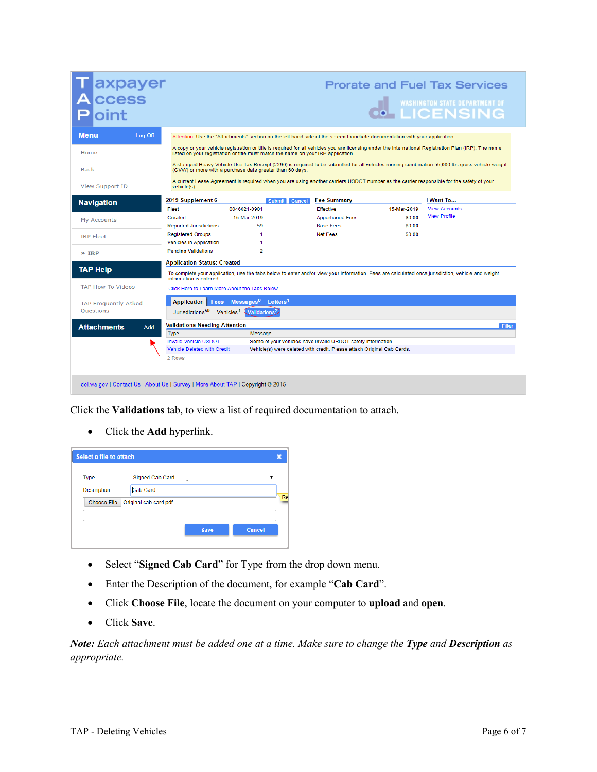Click the **Validations** tab, to view a list of required documentation to attach.

- Click the **Add** hyperlink.

- Select "**Signed Cab Card**" for Type from the drop down menu.
- Enter the Description of the document, for example "**Cab Card**".
- Click **Choose File**, locate the document on your computer to **upload** and **open**.
- Click **Save**.

***Note:*** *Each attachment must be added one at a time. Make sure to change the* ***Type*** *and* ***Description*** *as appropriate.*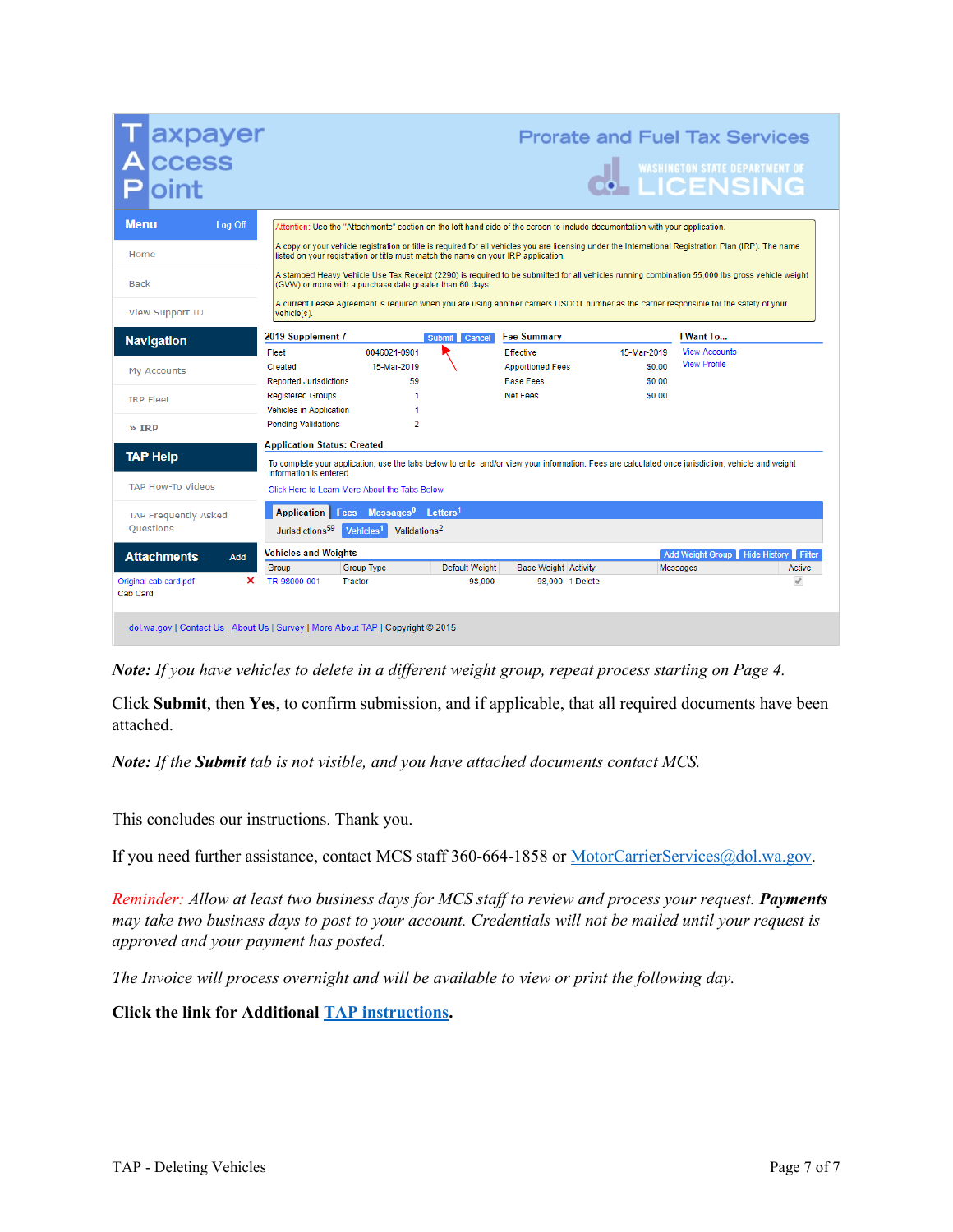**Note:** *If you have vehicles to delete in a different weight group, repeat process starting on Page 4.*

Click **Submit**, then **Yes**, to confirm submission, and if applicable, that all required documents have been attached.

**Note:** *If the* ***Submit*** *tab is not visible, and you have attached documents contact MCS.*

This concludes our instructions. Thank you.

If you need further assistance, contact MCS staff 360-664-1858 or [MotorCarrierServices@dol.wa.gov](mailto:MotorCarrierServices@dol.wa.gov).

*Reminder: Allow at least two business days for MCS staff to review and process your request.* ***Payments*** *may take two business days to post to your account. Credentials will not be mailed until your request is approved and your payment has posted.*

*The Invoice will process overnight and will be available to view or print the following day.*

**Click the link for Additional TAP instructions.**